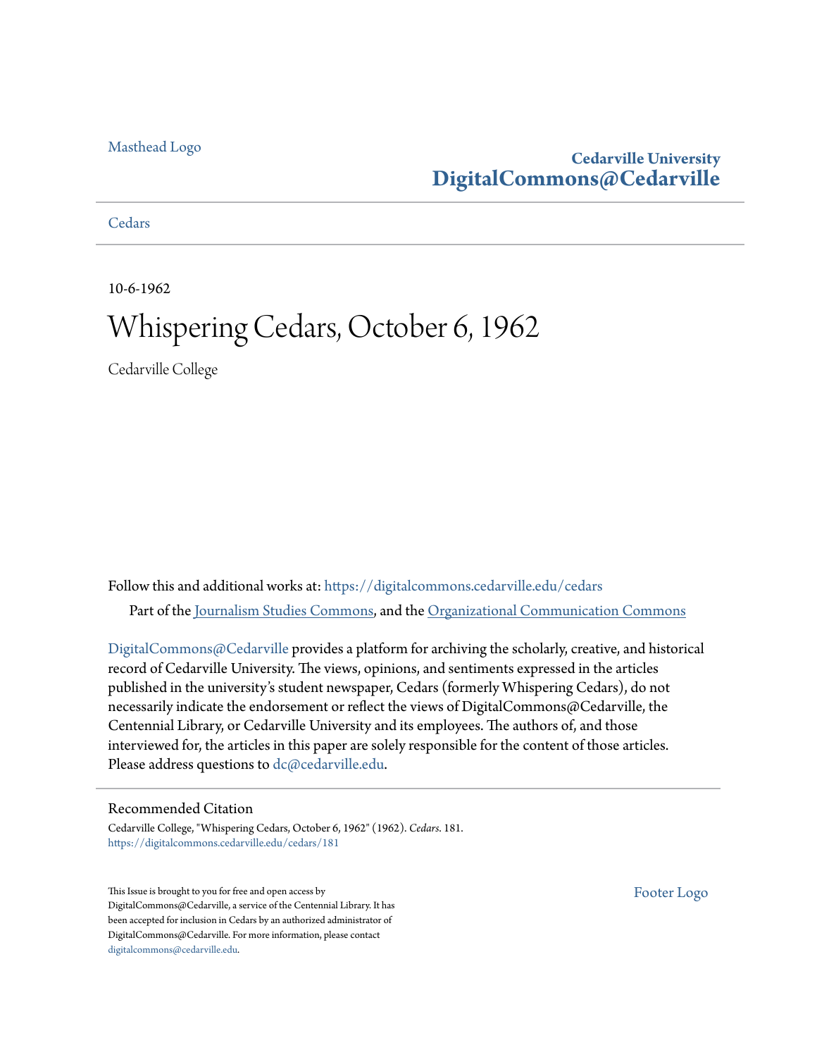Masthead Logo

**Cedarville University**
**DigitalCommons@Cedarville**

Cedars

10-6-1962

# Whispering Cedars, October 6, 1962

Cedarville College

Follow this and additional works at: https://digitalcommons.cedarville.edu/cedars

Part of the Journalism Studies Commons, and the Organizational Communication Commons

DigitalCommons@Cedarville provides a platform for archiving the scholarly, creative, and historical record of Cedarville University. The views, opinions, and sentiments expressed in the articles published in the university's student newspaper, Cedars (formerly Whispering Cedars), do not necessarily indicate the endorsement or reflect the views of DigitalCommons@Cedarville, the Centennial Library, or Cedarville University and its employees. The authors of, and those interviewed for, the articles in this paper are solely responsible for the content of those articles. Please address questions to dc@cedarville.edu.

## Recommended Citation

Cedarville College, "Whispering Cedars, October 6, 1962" (1962). *Cedars*. 181.
https://digitalcommons.cedarville.edu/cedars/181

This Issue is brought to you for free and open access by DigitalCommons@Cedarville, a service of the Centennial Library. It has been accepted for inclusion in Cedars by an authorized administrator of DigitalCommons@Cedarville. For more information, please contact digitalcommons@cedarville.edu.

Footer Logo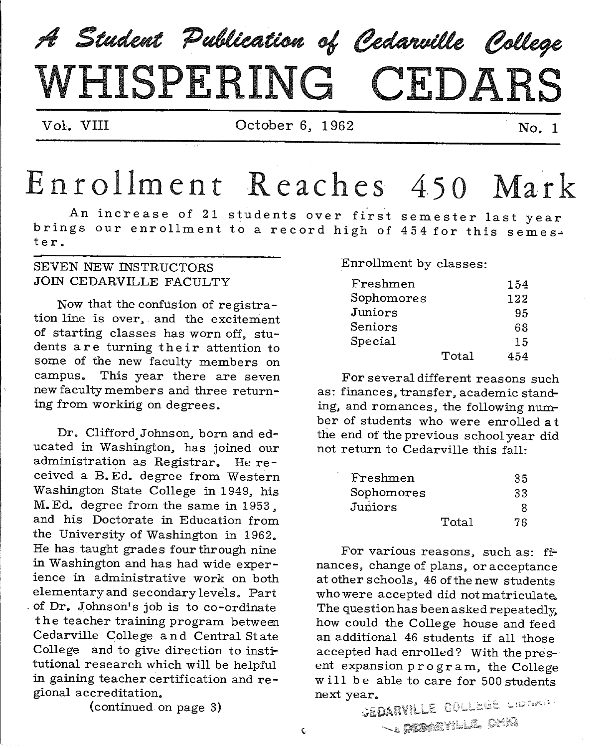# A Student Publication of Cedarville College

# WHISPERING CEDARS

Vol. VIII October 6, 1962 No. 1

# Enrollment Reaches 450 Mark

An increase of 21 students over first semester last year brings our enrollment to a record high of 454 for this semester.

## SEVEN NEW INSTRUCTORS JOIN CEDARVILLE FACULTY

Now that the confusion of registration line is over, and the excitement of starting classes has worn off, students are turning their attention to some of the new faculty members on campus. This year there are seven new faculty members and three returning from working on degrees.

Dr. Clifford Johnson, born and educated in Washington, has joined our administration as Registrar. He received a B.Ed. degree from Western Washington State College in 1949, his M.Ed. degree from the same in 1953, and his Doctorate in Education from the University of Washington in 1962. He has taught grades four through nine in Washington and has had wide experience in administrative work on both elementary and secondary levels. Part of Dr. Johnson's job is to co-ordinate the teacher training program between Cedarville College and Central State College and to give direction to institutional research which will be helpful in gaining teacher certification and regional accreditation.

(continued on page 3)

Enrollment by classes:

| | | |
|---|---|---|
| Freshmen | | 154 |
| Sophomores | | 122 |
| Juniors | | 95 |
| Seniors | | 68 |
| Special | | 15 |
| | Total | 454 |

For several different reasons such as: finances, transfer, academic standing, and romances, the following number of students who were enrolled at the end of the previous school year did not return to Cedarville this fall:

| | | |
|---|---|---|
| Freshmen | | 35 |
| Sophomores | | 33 |
| Juniors | | 8 |
| | Total | 76 |

For various reasons, such as: finances, change of plans, or acceptance at other schools, 46 of the new students who were accepted did not matriculate. The question has been asked repeatedly, how could the College house and feed an additional 46 students if all those accepted had enrolled? With the present expansion program, the College will be able to care for 500 students next year.

CEDARVILLE COLLEGE LIBRARY
CEDARVILLE, OHIO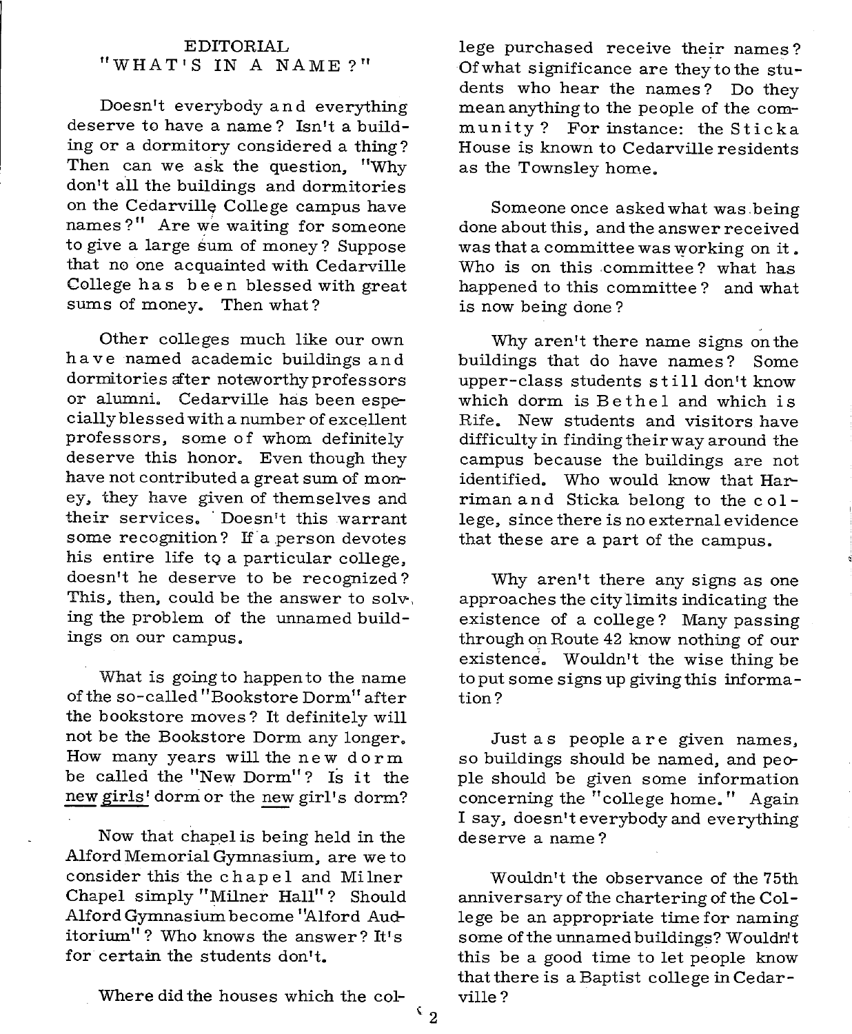## EDITORIAL
## "WHAT'S IN A NAME?"

Doesn't everybody and everything deserve to have a name? Isn't a building or a dormitory considered a thing? Then can we ask the question, "Why don't all the buildings and dormitories on the Cedarville College campus have names?" Are we waiting for someone to give a large sum of money? Suppose that no one acquainted with Cedarville College has been blessed with great sums of money. Then what?

Other colleges much like our own have named academic buildings and dormitories after noteworthy professors or alumni. Cedarville has been especially blessed with a number of excellent professors, some of whom definitely deserve this honor. Even though they have not contributed a great sum of money, they have given of themselves and their services. Doesn't this warrant some recognition? If a person devotes his entire life to a particular college, doesn't he deserve to be recognized? This, then, could be the answer to solving the problem of the unnamed buildings on our campus.

What is going to happen to the name of the so-called "Bookstore Dorm" after the bookstore moves? It definitely will not be the Bookstore Dorm any longer. How many years will the new dorm be called the "New Dorm"? Is it the new girls' dorm or the new girl's dorm?

Now that chapel is being held in the Alford Memorial Gymnasium, are we to consider this the chapel and Milner Chapel simply "Milner Hall"? Should Alford Gymnasium become "Alford Auditorium"? Who knows the answer? It's for certain the students don't.

Where did the houses which the college purchased receive their names? Of what significance are they to the students who hear the names? Do they mean anything to the people of the community? For instance: the Sticka House is known to Cedarville residents as the Townsley home.

Someone once asked what was being done about this, and the answer received was that a committee was working on it. Who is on this committee? what has happened to this committee? and what is now being done?

Why aren't there name signs on the buildings that do have names? Some upper-class students still don't know which dorm is Bethel and which is Rife. New students and visitors have difficulty in finding their way around the campus because the buildings are not identified. Who would know that Harriman and Sticka belong to the college, since there is no external evidence that these are a part of the campus.

Why aren't there any signs as one approaches the city limits indicating the existence of a college? Many passing through on Route 42 know nothing of our existence. Wouldn't the wise thing be to put some signs up giving this information?

Just as people are given names, so buildings should be named, and people should be given some information concerning the "college home." Again I say, doesn't everybody and everything deserve a name?

Wouldn't the observance of the 75th anniversary of the chartering of the College be an appropriate time for naming some of the unnamed buildings? Wouldn't this be a good time to let people know that there is a Baptist college in Cedarville?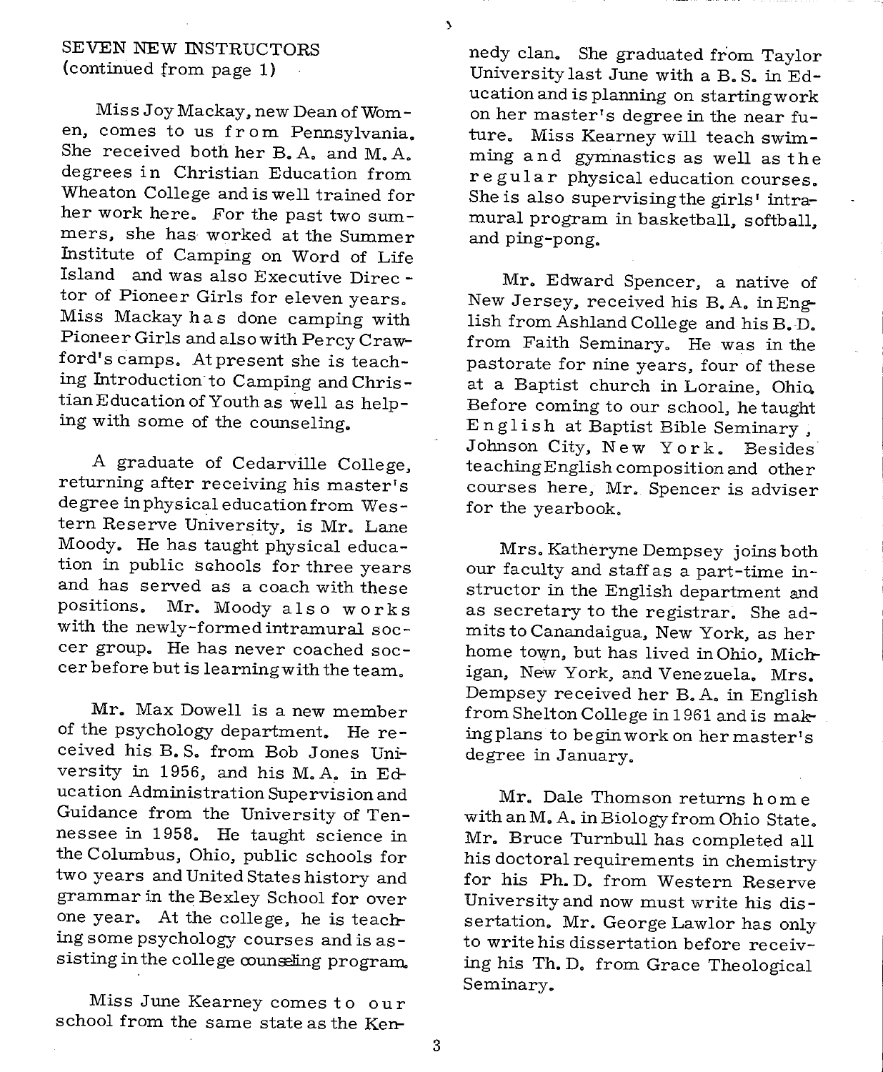## SEVEN NEW INSTRUCTORS
(continued from page 1)

Miss Joy Mackay, new Dean of Women, comes to us from Pennsylvania. She received both her B. A. and M. A. degrees in Christian Education from Wheaton College and is well trained for her work here. For the past two summers, she has worked at the Summer Institute of Camping on Word of Life Island and was also Executive Director of Pioneer Girls for eleven years. Miss Mackay has done camping with Pioneer Girls and also with Percy Crawford's camps. At present she is teaching Introduction to Camping and Christian Education of Youth as well as helping with some of the counseling.

A graduate of Cedarville College, returning after receiving his master's degree in physical education from Western Reserve University, is Mr. Lane Moody. He has taught physical education in public schools for three years and has served as a coach with these positions. Mr. Moody also works with the newly-formed intramural soccer group. He has never coached soccer before but is learning with the team.

Mr. Max Dowell is a new member of the psychology department. He received his B. S. from Bob Jones University in 1956, and his M. A. in Education Administration Supervision and Guidance from the University of Tennessee in 1958. He taught science in the Columbus, Ohio, public schools for two years and United States history and grammar in the Bexley School for over one year. At the college, he is teaching some psychology courses and is assisting in the college counseling program.

Miss June Kearney comes to our school from the same state as the Kennedy clan. She graduated from Taylor University last June with a B. S. in Education and is planning on starting work on her master's degree in the near future. Miss Kearney will teach swimming and gymnastics as well as the regular physical education courses. She is also supervising the girls' intramural program in basketball, softball, and ping-pong.

Mr. Edward Spencer, a native of New Jersey, received his B. A. in English from Ashland College and his B. D. from Faith Seminary. He was in the pastorate for nine years, four of these at a Baptist church in Loraine, Ohio. Before coming to our school, he taught English at Baptist Bible Seminary, Johnson City, New York. Besides teaching English composition and other courses here, Mr. Spencer is adviser for the yearbook.

Mrs. Katheryne Dempsey joins both our faculty and staff as a part-time instructor in the English department and as secretary to the registrar. She admits to Canandaigua, New York, as her home town, but has lived in Ohio, Michigan, New York, and Venezuela. Mrs. Dempsey received her B. A. in English from Shelton College in 1961 and is making plans to begin work on her master's degree in January.

Mr. Dale Thomson returns home with an M. A. in Biology from Ohio State. Mr. Bruce Turnbull has completed all his doctoral requirements in chemistry for his Ph. D. from Western Reserve University and now must write his dissertation. Mr. George Lawlor has only to write his dissertation before receiving his Th. D. from Grace Theological Seminary.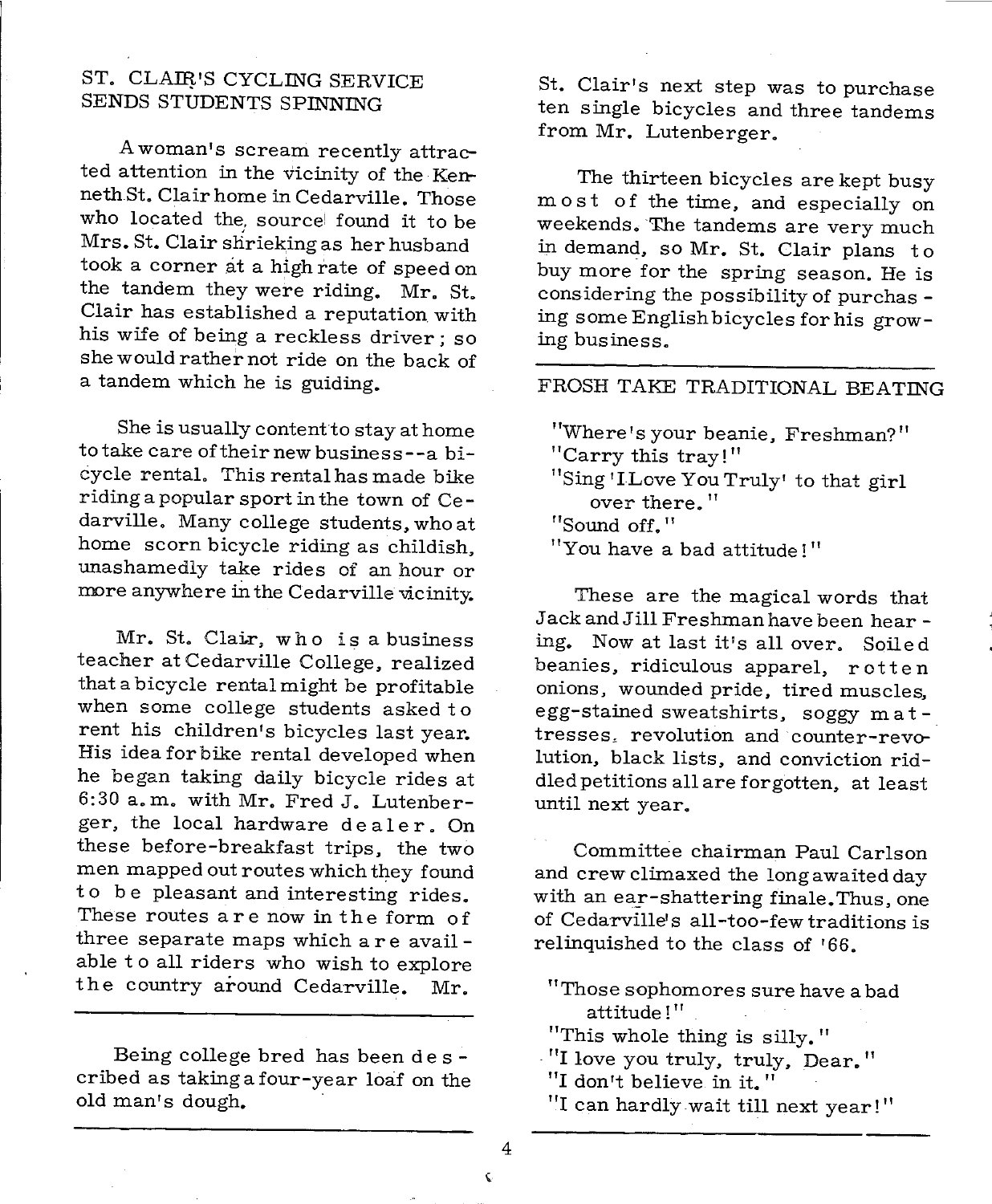## ST. CLAIR'S CYCLING SERVICE SENDS STUDENTS SPINNING

A woman's scream recently attracted attention in the vicinity of the Kenneth St. Clair home in Cedarville. Those who located the source found it to be Mrs. St. Clair shrieking as her husband took a corner at a high rate of speed on the tandem they were riding. Mr. St. Clair has established a reputation with his wife of being a reckless driver; so she would rather not ride on the back of a tandem which he is guiding.

She is usually content to stay at home to take care of their new business--a bicycle rental. This rental has made bike riding a popular sport in the town of Cedarville. Many college students, who at home scorn bicycle riding as childish, unashamedly take rides of an hour or more anywhere in the Cedarville vicinity.

Mr. St. Clair, who is a business teacher at Cedarville College, realized that a bicycle rental might be profitable when some college students asked to rent his children's bicycles last year. His idea for bike rental developed when he began taking daily bicycle rides at 6:30 a.m. with Mr. Fred J. Lutenberger, the local hardware dealer. On these before-breakfast trips, the two men mapped out routes which they found to be pleasant and interesting rides. These routes are now in the form of three separate maps which are available to all riders who wish to explore the country around Cedarville. Mr. St. Clair's next step was to purchase ten single bicycles and three tandems from Mr. Lutenberger.

The thirteen bicycles are kept busy most of the time, and especially on weekends. The tandems are very much in demand, so Mr. St. Clair plans to buy more for the spring season. He is considering the possibility of purchasing some English bicycles for his growing business.

---

Being college bred has been described as taking a four-year loaf on the old man's dough.

---

## FROSH TAKE TRADITIONAL BEATING

"Where's your beanie, Freshman?"
"Carry this tray!"
"Sing 'I Love You Truly' to that girl over there."
"Sound off."
"You have a bad attitude!"

These are the magical words that Jack and Jill Freshman have been hearing. Now at last it's all over. Soiled beanies, ridiculous apparel, rotten onions, wounded pride, tired muscles, egg-stained sweatshirts, soggy mattresses, revolution and counter-revolution, black lists, and conviction riddled petitions all are forgotten, at least until next year.

Committee chairman Paul Carlson and crew climaxed the long awaited day with an ear-shattering finale. Thus, one of Cedarville's all-too-few traditions is relinquished to the class of '66.

"Those sophomores sure have a bad attitude!"
"This whole thing is silly."
"I love you truly, truly, Dear."
"I don't believe in it."
"I can hardly wait till next year!"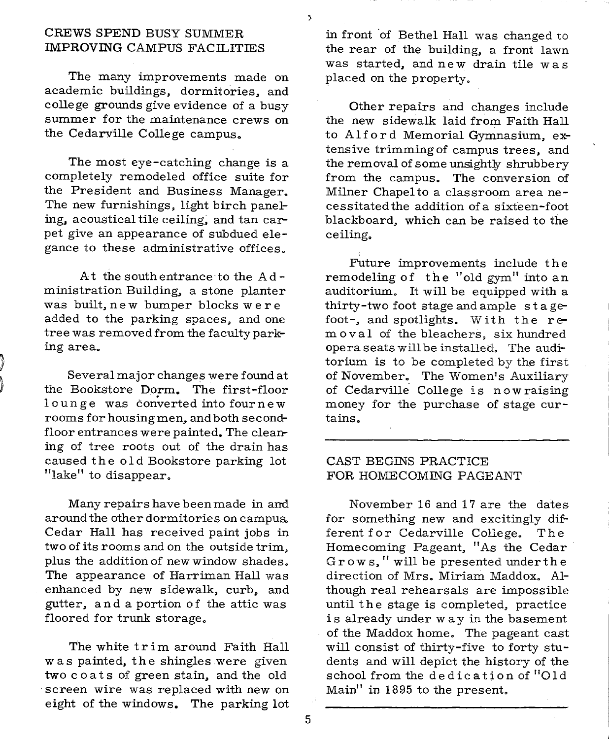## CREWS SPEND BUSY SUMMER IMPROVING CAMPUS FACILITIES

The many improvements made on academic buildings, dormitories, and college grounds give evidence of a busy summer for the maintenance crews on the Cedarville College campus.

The most eye-catching change is a completely remodeled office suite for the President and Business Manager. The new furnishings, light birch paneling, acoustical tile ceiling, and tan carpet give an appearance of subdued elegance to these administrative offices.

At the south entrance to the Administration Building, a stone planter was built, new bumper blocks were added to the parking spaces, and one tree was removed from the faculty parking area.

Several major changes were found at the Bookstore Dorm. The first-floor lounge was converted into four new rooms for housing men, and both second-floor entrances were painted. The clearing of tree roots out of the drain has caused the old Bookstore parking lot "lake" to disappear.

Many repairs have been made in and around the other dormitories on campus. Cedar Hall has received paint jobs in two of its rooms and on the outside trim, plus the addition of new window shades. The appearance of Harriman Hall was enhanced by new sidewalk, curb, and gutter, and a portion of the attic was floored for trunk storage.

The white trim around Faith Hall was painted, the shingles were given two coats of green stain, and the old screen wire was replaced with new on eight of the windows. The parking lot in front of Bethel Hall was changed to the rear of the building, a front lawn was started, and new drain tile was placed on the property.

Other repairs and changes include the new sidewalk laid from Faith Hall to Alford Memorial Gymnasium, extensive trimming of campus trees, and the removal of some unsightly shrubbery from the campus. The conversion of Milner Chapel to a classroom area necessitated the addition of a sixteen-foot blackboard, which can be raised to the ceiling.

Future improvements include the remodeling of the "old gym" into an auditorium. It will be equipped with a thirty-two foot stage and ample stage-foot-, and spotlights. With the removal of the bleachers, six hundred opera seats will be installed. The auditorium is to be completed by the first of November. The Women's Auxiliary of Cedarville College is now raising money for the purchase of stage curtains.

---

## CAST BEGINS PRACTICE FOR HOMECOMING PAGEANT

November 16 and 17 are the dates for something new and excitingly different for Cedarville College. The Homecoming Pageant, "As the Cedar Grows," will be presented under the direction of Mrs. Miriam Maddox. Although real rehearsals are impossible until the stage is completed, practice is already under way in the basement of the Maddox home. The pageant cast will consist of thirty-five to forty students and will depict the history of the school from the dedication of "Old Main" in 1895 to the present.

---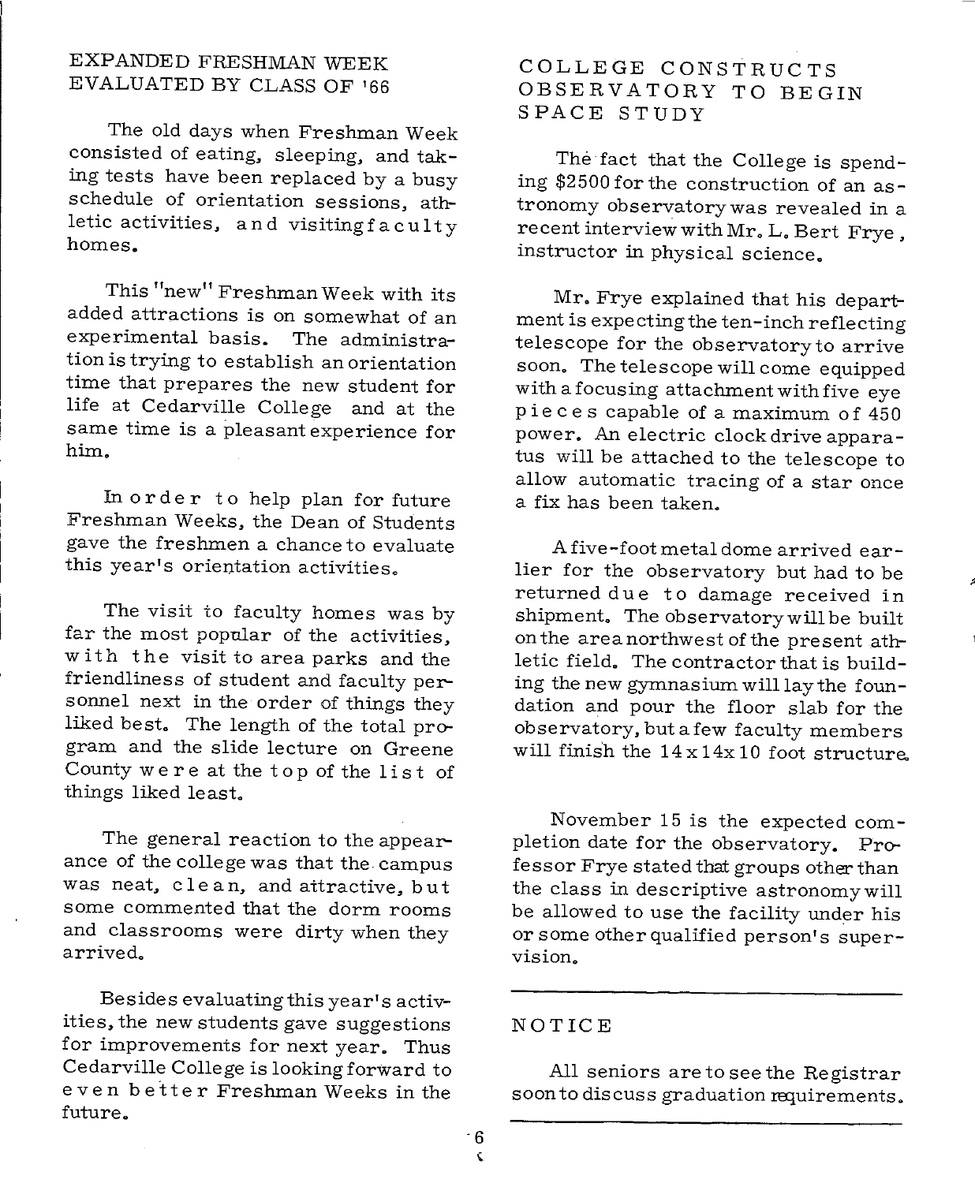## EXPANDED FRESHMAN WEEK EVALUATED BY CLASS OF '66

The old days when Freshman Week consisted of eating, sleeping, and taking tests have been replaced by a busy schedule of orientation sessions, athletic activities, and visiting faculty homes.

This "new" Freshman Week with its added attractions is on somewhat of an experimental basis. The administration is trying to establish an orientation time that prepares the new student for life at Cedarville College and at the same time is a pleasant experience for him.

In order to help plan for future Freshman Weeks, the Dean of Students gave the freshmen a chance to evaluate this year's orientation activities.

The visit to faculty homes was by far the most popular of the activities, with the visit to area parks and the friendliness of student and faculty personnel next in the order of things they liked best. The length of the total program and the slide lecture on Greene County were at the top of the list of things liked least.

The general reaction to the appearance of the college was that the campus was neat, clean, and attractive, but some commented that the dorm rooms and classrooms were dirty when they arrived.

Besides evaluating this year's activities, the new students gave suggestions for improvements for next year. Thus Cedarville College is looking forward to even better Freshman Weeks in the future.

## COLLEGE CONSTRUCTS OBSERVATORY TO BEGIN SPACE STUDY

The fact that the College is spending $2500 for the construction of an astronomy observatory was revealed in a recent interview with Mr. L. Bert Frye, instructor in physical science.

Mr. Frye explained that his department is expecting the ten-inch reflecting telescope for the observatory to arrive soon. The telescope will come equipped with a focusing attachment with five eye pieces capable of a maximum of 450 power. An electric clock drive apparatus will be attached to the telescope to allow automatic tracing of a star once a fix has been taken.

A five-foot metal dome arrived earlier for the observatory but had to be returned due to damage received in shipment. The observatory will be built on the area northwest of the present athletic field. The contractor that is building the new gymnasium will lay the foundation and pour the floor slab for the observatory, but a few faculty members will finish the 14 x 14 x 10 foot structure.

November 15 is the expected completion date for the observatory. Professor Frye stated that groups other than the class in descriptive astronomy will be allowed to use the facility under his or some other qualified person's supervision.

---

## NOTICE

All seniors are to see the Registrar soon to discuss graduation requirements.

---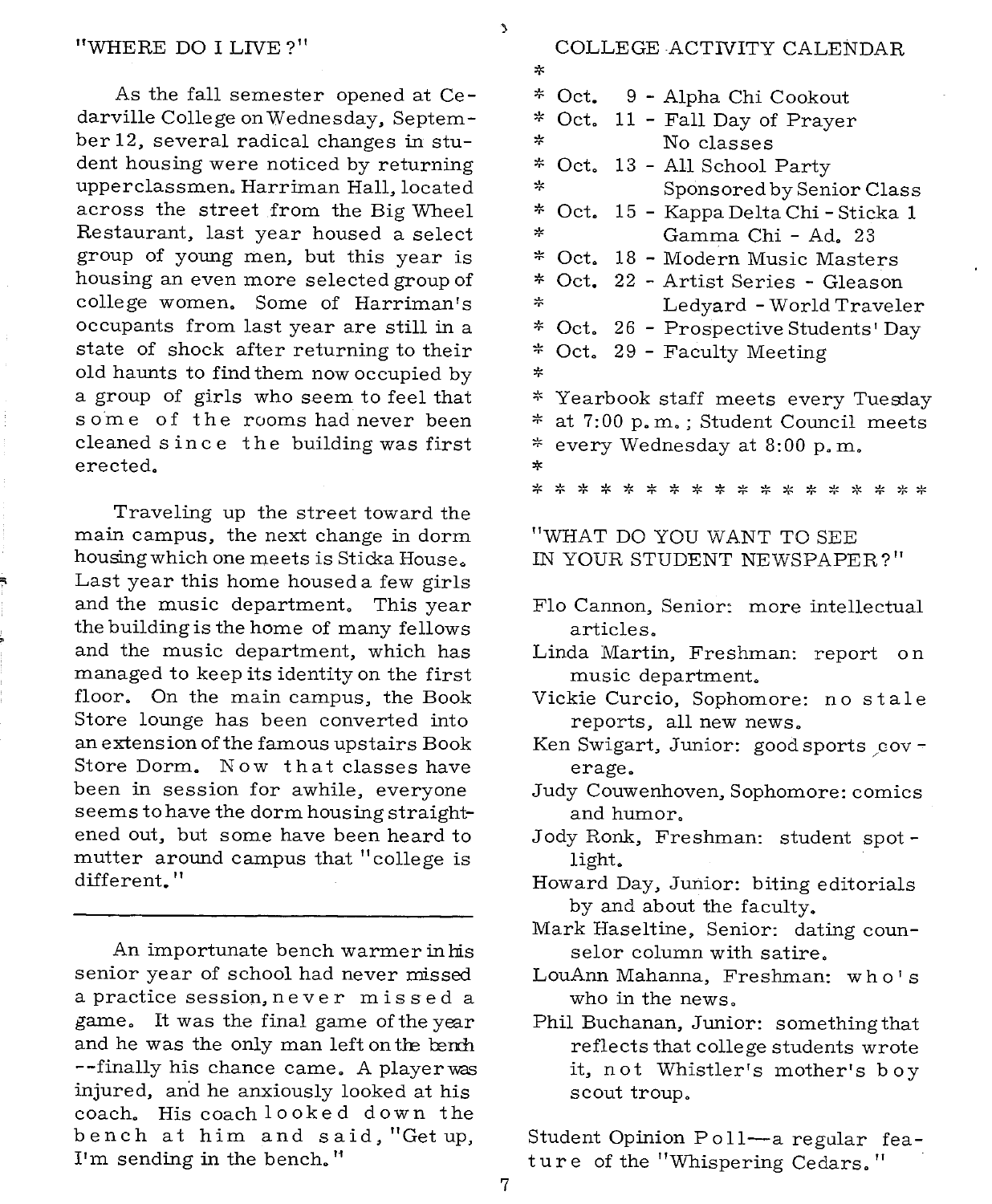## "WHERE DO I LIVE?"

As the fall semester opened at Cedarville College on Wednesday, September 12, several radical changes in student housing were noticed by returning upperclassmen. Harriman Hall, located across the street from the Big Wheel Restaurant, last year housed a select group of young men, but this year is housing an even more selected group of college women. Some of Harriman's occupants from last year are still in a state of shock after returning to their old haunts to find them now occupied by a group of girls who seem to feel that some of the rooms had never been cleaned since the building was first erected.

Traveling up the street toward the main campus, the next change in dorm housing which one meets is Sticka House. Last year this home housed a few girls and the music department. This year the building is the home of many fellows and the music department, which has managed to keep its identity on the first floor. On the main campus, the Book Store lounge has been converted into an extension of the famous upstairs Book Store Dorm. Now that classes have been in session for awhile, everyone seems to have the dorm housing straightened out, but some have been heard to mutter around campus that "college is different."

---

An importunate bench warmer in his senior year of school had never missed a practice session, never missed a game. It was the final game of the year and he was the only man left on the bench --finally his chance came. A player was injured, and he anxiously looked at his coach. His coach looked down the bench at him and said, "Get up, I'm sending in the bench."

## COLLEGE ACTIVITY CALENDAR

*
* Oct. 9 - Alpha Chi Cookout
* Oct. 11 - Fall Day of Prayer
*   No classes
* Oct. 13 - All School Party
*   Sponsored by Senior Class
* Oct. 15 - Kappa Delta Chi - Sticka 1
*   Gamma Chi - Ad. 23
* Oct. 18 - Modern Music Masters
* Oct. 22 - Artist Series - Gleason
*   Ledyard - World Traveler
* Oct. 26 - Prospective Students' Day
* Oct. 29 - Faculty Meeting
*
* Yearbook staff meets every Tuesday
* at 7:00 p.m.; Student Council meets
* every Wednesday at 8:00 p.m.
*
* * * * * * * * * * * * * * * * * *

## "WHAT DO YOU WANT TO SEE IN YOUR STUDENT NEWSPAPER?"

Flo Cannon, Senior: more intellectual articles.

Linda Martin, Freshman: report on music department.

Vickie Curcio, Sophomore: no stale reports, all new news.

Ken Swigart, Junior: good sports coverage.

Judy Couwenhoven, Sophomore: comics and humor.

Jody Ronk, Freshman: student spotlight.

Howard Day, Junior: biting editorials by and about the faculty.

Mark Haseltine, Senior: dating counselor column with satire.

LouAnn Mahanna, Freshman: who's who in the news.

Phil Buchanan, Junior: something that reflects that college students wrote it, not Whistler's mother's boy scout troup.

Student Opinion Poll—a regular feature of the "Whispering Cedars."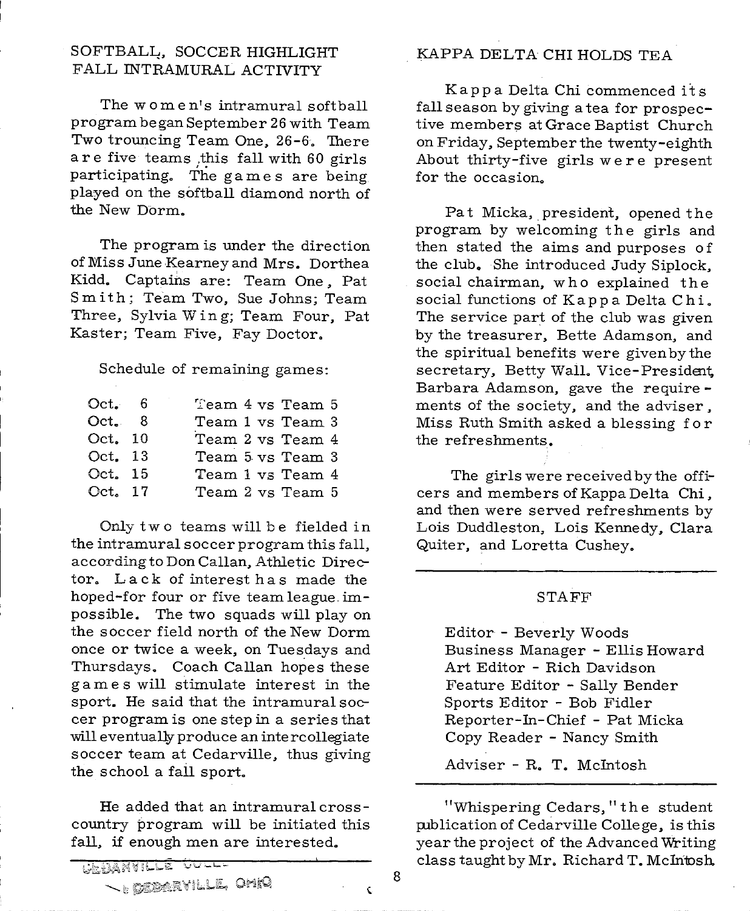## SOFTBALL, SOCCER HIGHLIGHT FALL INTRAMURAL ACTIVITY

The women's intramural softball program began September 26 with Team Two trouncing Team One, 26-6. There are five teams this fall with 60 girls participating. The games are being played on the softball diamond north of the New Dorm.

The program is under the direction of Miss June Kearney and Mrs. Dorthea Kidd. Captains are: Team One, Pat Smith; Team Two, Sue Johns; Team Three, Sylvia Wing; Team Four, Pat Kaster; Team Five, Fay Doctor.

Schedule of remaining games:

| | |
|---|---|
| Oct. 6 | Team 4 vs Team 5 |
| Oct. 8 | Team 1 vs Team 3 |
| Oct. 10 | Team 2 vs Team 4 |
| Oct. 13 | Team 5 vs Team 3 |
| Oct. 15 | Team 1 vs Team 4 |
| Oct. 17 | Team 2 vs Team 5 |

Only two teams will be fielded in the intramural soccer program this fall, according to Don Callan, Athletic Director. Lack of interest has made the hoped-for four or five team league impossible. The two squads will play on the soccer field north of the New Dorm once or twice a week, on Tuesdays and Thursdays. Coach Callan hopes these games will stimulate interest in the sport. He said that the intramural soccer program is one step in a series that will eventually produce an intercollegiate soccer team at Cedarville, thus giving the school a fall sport.

He added that an intramural cross-country program will be initiated this fall, if enough men are interested.

## KAPPA DELTA CHI HOLDS TEA

Kappa Delta Chi commenced its fall season by giving a tea for prospective members at Grace Baptist Church on Friday, September the twenty-eighth About thirty-five girls were present for the occasion.

Pat Micka, president, opened the program by welcoming the girls and then stated the aims and purposes of the club. She introduced Judy Siplock, social chairman, who explained the social functions of Kappa Delta Chi. The service part of the club was given by the treasurer, Bette Adamson, and the spiritual benefits were given by the secretary, Betty Wall. Vice-President, Barbara Adamson, gave the requirements of the society, and the adviser, Miss Ruth Smith asked a blessing for the refreshments.

The girls were received by the officers and members of Kappa Delta Chi, and then were served refreshments by Lois Duddleston, Lois Kennedy, Clara Quiter, and Loretta Cushey.

---

### STAFF

Editor - Beverly Woods
Business Manager - Ellis Howard
Art Editor - Rich Davidson
Feature Editor - Sally Bender
Sports Editor - Bob Fidler
Reporter-In-Chief - Pat Micka
Copy Reader - Nancy Smith

Adviser - R. T. McIntosh

---

"Whispering Cedars," the student publication of Cedarville College, is this year the project of the Advanced Writing class taught by Mr. Richard T. McIntosh.